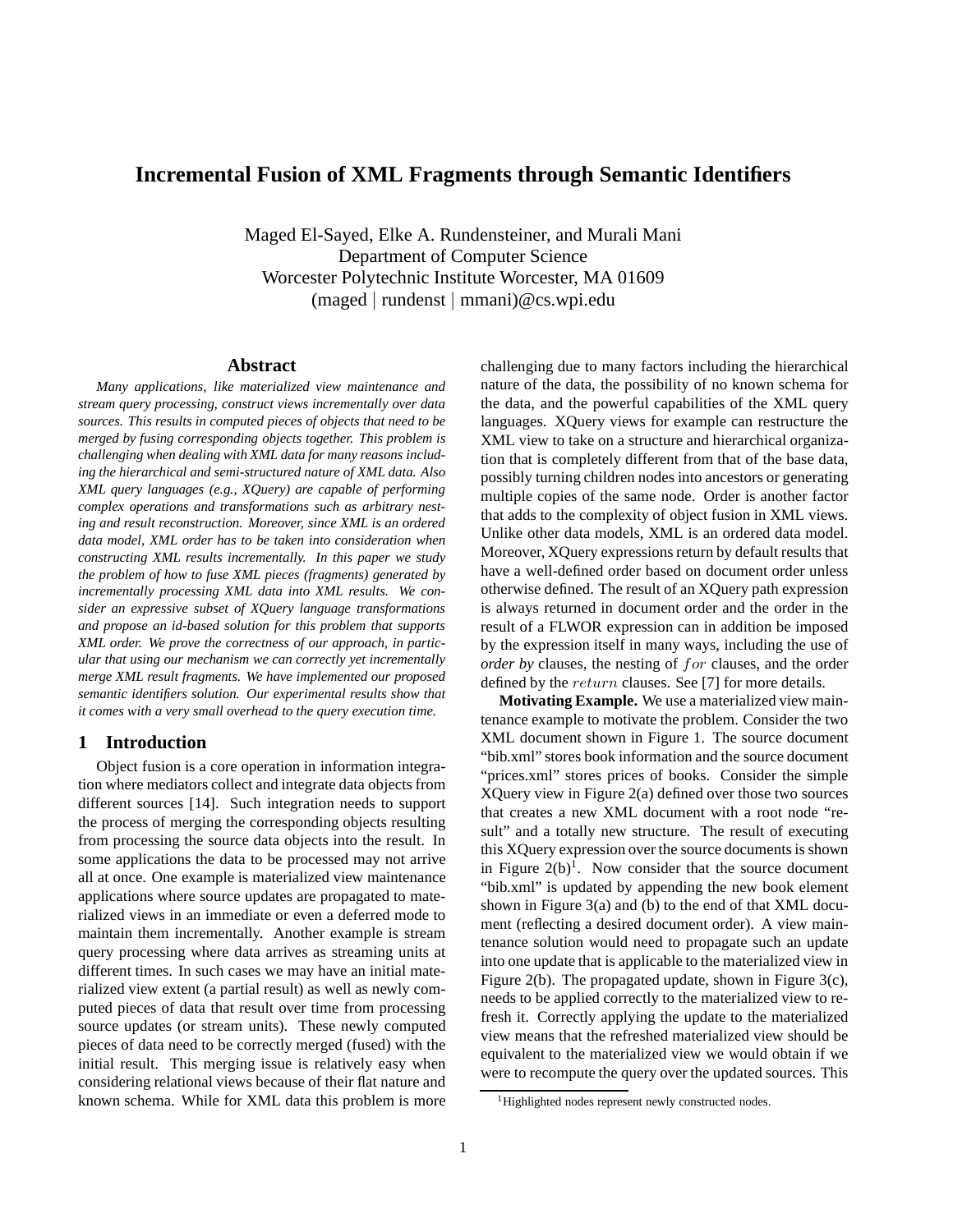# Incremental Fusion of XML Fragments through Semantic Identifiers

Maged El-Sayed, Elke A. Rundensteiner, and Murali Mani
Department of Computer Science
Worcester Polytechnic Institute Worcester, MA 01609
(maged | rundenst | mmani)@cs.wpi.edu

## Abstract

*Many applications, like materialized view maintenance and stream query processing, construct views incrementally over data sources. This results in computed pieces of objects that need to be merged by fusing corresponding objects together. This problem is challenging when dealing with XML data for many reasons including the hierarchical and semi-structured nature of XML data. Also XML query languages (e.g., XQuery) are capable of performing complex operations and transformations such as arbitrary nesting and result reconstruction. Moreover, since XML is an ordered data model, XML order has to be taken into consideration when constructing XML results incrementally. In this paper we study the problem of how to fuse XML pieces (fragments) generated by incrementally processing XML data into XML results. We consider an expressive subset of XQuery language transformations and propose an id-based solution for this problem that supports XML order. We prove the correctness of our approach, in particular that using our mechanism we can correctly yet incrementally merge XML result fragments. We have implemented our proposed semantic identifiers solution. Our experimental results show that it comes with a very small overhead to the query execution time.*

## 1 Introduction

Object fusion is a core operation in information integration where mediators collect and integrate data objects from different sources [14]. Such integration needs to support the process of merging the corresponding objects resulting from processing the source data objects into the result. In some applications the data to be processed may not arrive all at once. One example is materialized view maintenance applications where source updates are propagated to materialized views in an immediate or even a deferred mode to maintain them incrementally. Another example is stream query processing where data arrives as streaming units at different times. In such cases we may have an initial materialized view extent (a partial result) as well as newly computed pieces of data that result over time from processing source updates (or stream units). These newly computed pieces of data need to be correctly merged (fused) with the initial result. This merging issue is relatively easy when considering relational views because of their flat nature and known schema. While for XML data this problem is more challenging due to many factors including the hierarchical nature of the data, the possibility of no known schema for the data, and the powerful capabilities of the XML query languages. XQuery views for example can restructure the XML view to take on a structure and hierarchical organization that is completely different from that of the base data, possibly turning children nodes into ancestors or generating multiple copies of the same node. Order is another factor that adds to the complexity of object fusion in XML views. Unlike other data models, XML is an ordered data model. Moreover, XQuery expressions return by default results that have a well-defined order based on document order unless otherwise defined. The result of an XQuery path expression is always returned in document order and the order in the result of a FLWOR expression can in addition be imposed by the expression itself in many ways, including the use of *order by* clauses, the nesting of $for$ clauses, and the order defined by the $return$ clauses. See [7] for more details.

**Motivating Example.** We use a materialized view maintenance example to motivate the problem. Consider the two XML document shown in Figure 1. The source document "bib.xml" stores book information and the source document "prices.xml" stores prices of books. Consider the simple XQuery view in Figure 2(a) defined over those two sources that creates a new XML document with a root node "result" and a totally new structure. The result of executing this XQuery expression over the source documents is shown in Figure 2(b)[1]. Now consider that the source document "bib.xml" is updated by appending the new book element shown in Figure 3(a) and (b) to the end of that XML document (reflecting a desired document order). A view maintenance solution would need to propagate such an update into one update that is applicable to the materialized view in Figure 2(b). The propagated update, shown in Figure 3(c), needs to be applied correctly to the materialized view to refresh it. Correctly applying the update to the materialized view means that the refreshed materialized view should be equivalent to the materialized view we would obtain if we were to recompute the query over the updated sources. This

[1] Highlighted nodes represent newly constructed nodes.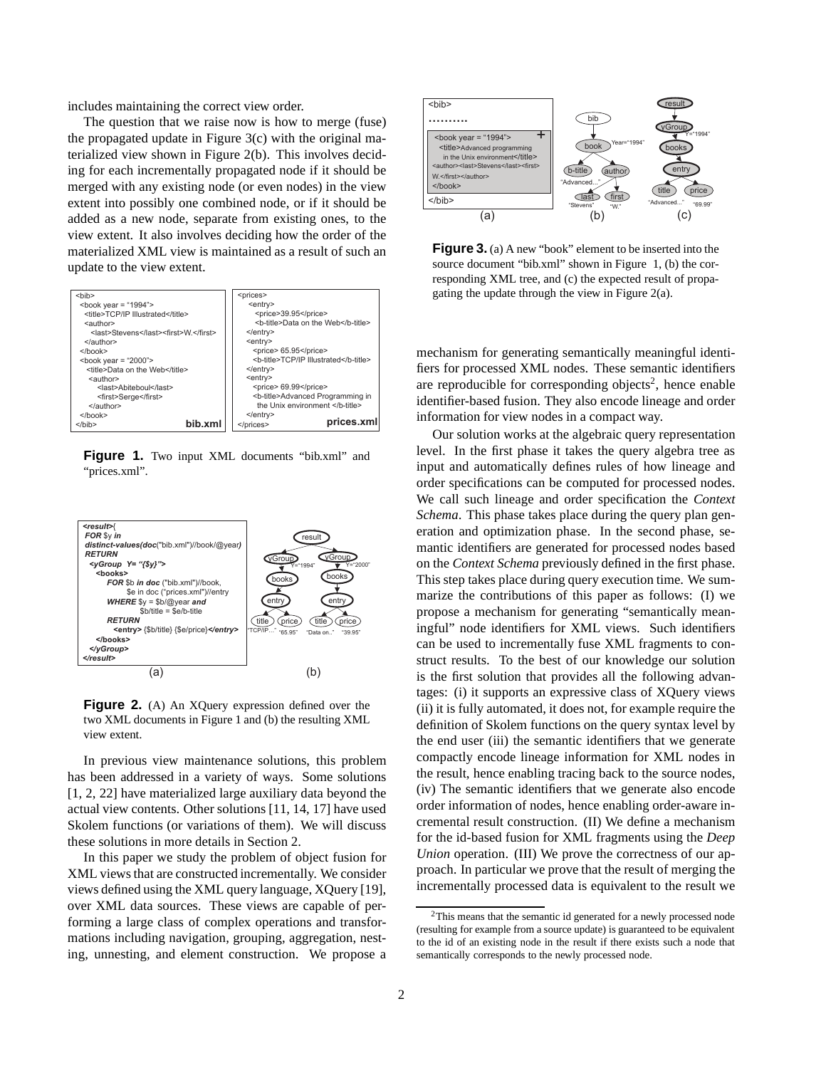includes maintaining the correct view order.

The question that we raise now is how to merge (fuse) the propagated update in Figure 3(c) with the original materialized view shown in Figure 2(b). This involves deciding for each incrementally propagated node if it should be merged with any existing node (or even nodes) in the view extent into possibly one combined node, or if it should be added as a new node, separate from existing ones, to the view extent. It also involves deciding how the order of the materialized XML view is maintained as a result of such an update to the view extent.

```
<bib>
  <book year = "1994">
    <title>TCP/IP Illustrated</title>
    <author>
      <last>Stevens</last><first>W.</first>
    </author>
  </book>
  <book year = "2000">
    <title>Data on the Web</title>
    <author>
      <last>Abiteboul</last>
      <first>Serge</first>
    </author>
  </book>
</bib>                                    bib.xml
```

```
<prices>
  <entry>
    <price>39.95</price>
    <b-title>Data on the Web</b-title>
  </entry>
  <entry>
    <price> 65.95</price>
    <b-title>TCP/IP Illustrated</b-title>
  </entry>
  <entry>
    <price> 69.99</price>
    <b-title>Advanced Programming in
      the Unix environment </b-title>
  </entry>
</prices>                                 prices.xml
```

**Figure 1.** Two input XML documents "bib.xml" and "prices.xml".

```
<result>{
 FOR $y in
 distinct-values(doc("bib.xml")//book/@year)
 RETURN
  <yGroup Y= "{$y}">
   <books>
     FOR $b in doc ("bib.xml")//book,
         $e in doc ("prices.xml")//entry
     WHERE $y = $b/@year and
           $b/title = $e/b-title
     RETURN
       <entry> {$b/title} {$e/price}</entry>
   </books>
  </yGroup>
</result>
```

(a) (b)

**Figure 2.** (A) An XQuery expression defined over the two XML documents in Figure 1 and (b) the resulting XML view extent.

```
<bib>
..........
<book year = "1994">                         +
  <title>Advanced programming
   in the Unix environment</title>
<author><last>Stevens</last><first>
W.</first></author>
</book>
</bib>
```

(a) (b) (c)

**Figure 3.** (a) A new "book" element to be inserted into the source document "bib.xml" shown in Figure 1, (b) the corresponding XML tree, and (c) the expected result of propagating the update through the view in Figure 2(a).

In previous view maintenance solutions, this problem has been addressed in a variety of ways. Some solutions [1, 2, 22] have materialized large auxiliary data beyond the actual view contents. Other solutions [11, 14, 17] have used Skolem functions (or variations of them). We will discuss these solutions in more details in Section 2.

In this paper we study the problem of object fusion for XML views that are constructed incrementally. We consider views defined using the XML query language, XQuery [19], over XML data sources. These views are capable of performing a large class of complex operations and transformations including navigation, grouping, aggregation, nesting, unnesting, and element construction. We propose a mechanism for generating semantically meaningful identifiers for processed XML nodes. These semantic identifiers are reproducible for corresponding objects[2], hence enable identifier-based fusion. They also encode lineage and order information for view nodes in a compact way.

Our solution works at the algebraic query representation level. In the first phase it takes the query algebra tree as input and automatically defines rules of how lineage and order specifications can be computed for processed nodes. We call such lineage and order specification the *Context Schema*. This phase takes place during the query plan generation and optimization phase. In the second phase, semantic identifiers are generated for processed nodes based on the *Context Schema* previously defined in the first phase. This step takes place during query execution time. We summarize the contributions of this paper as follows: (I) we propose a mechanism for generating "semantically meaningful" node identifiers for XML views. Such identifiers can be used to incrementally fuse XML fragments to construct results. To the best of our knowledge our solution is the first solution that provides all the following advantages: (i) it supports an expressive class of XQuery views (ii) it is fully automated, it does not, for example require the definition of Skolem functions on the query syntax level by the end user (iii) the semantic identifiers that we generate compactly encode lineage information for XML nodes in the result, hence enabling tracing back to the source nodes, (iv) The semantic identifiers that we generate also encode order information of nodes, hence enabling order-aware incremental result construction. (II) We define a mechanism for the id-based fusion for XML fragments using the *Deep Union* operation. (III) We prove the correctness of our approach. In particular we prove that the result of merging the incrementally processed data is equivalent to the result we

[2] This means that the semantic id generated for a newly processed node (resulting for example from a source update) is guaranteed to be equivalent to the id of an existing node in the result if there exists such a node that semantically corresponds to the newly processed node.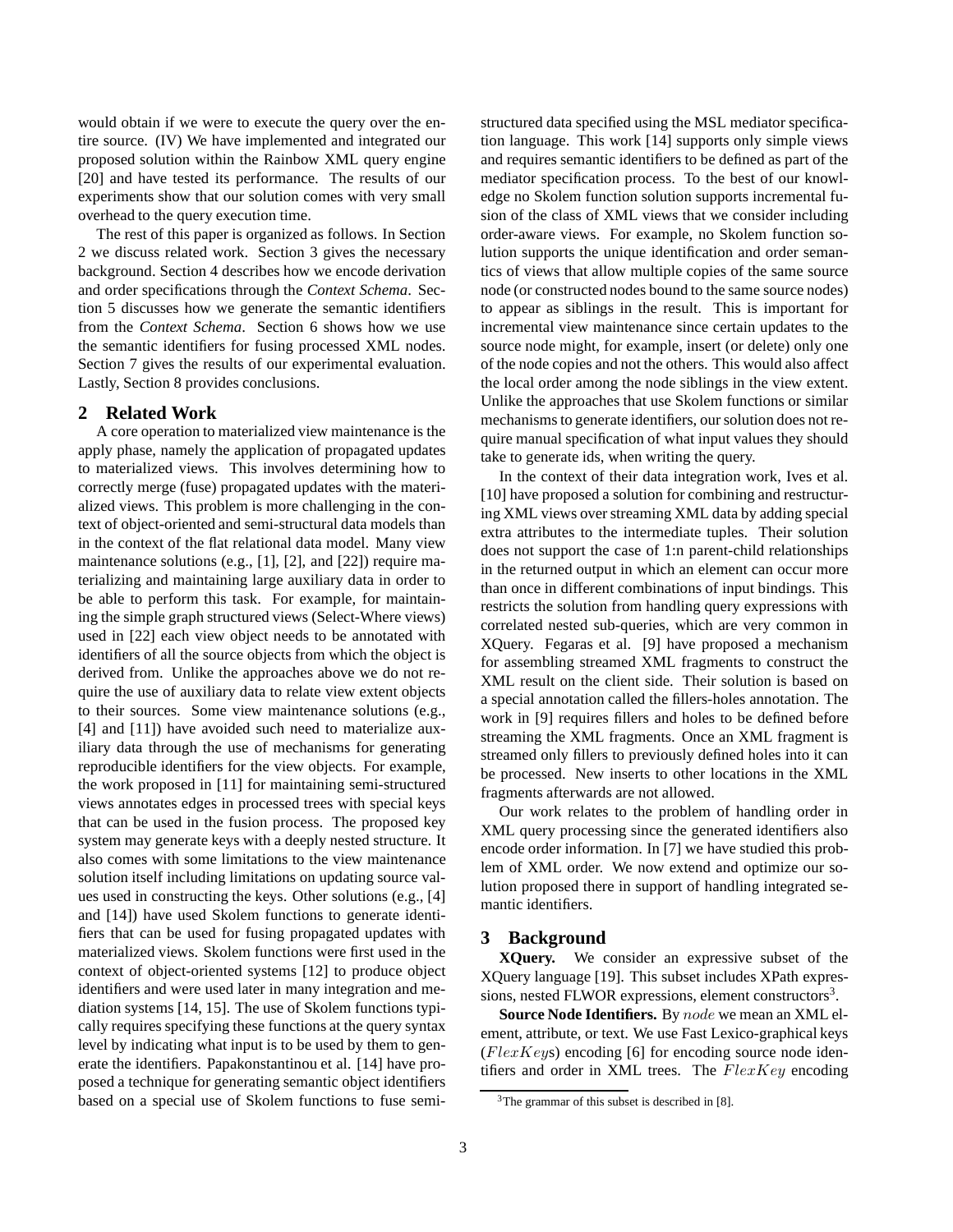would obtain if we were to execute the query over the entire source. (IV) We have implemented and integrated our proposed solution within the Rainbow XML query engine [20] and have tested its performance. The results of our experiments show that our solution comes with very small overhead to the query execution time.

The rest of this paper is organized as follows. In Section 2 we discuss related work. Section 3 gives the necessary background. Section 4 describes how we encode derivation and order specifications through the *Context Schema*. Section 5 discusses how we generate the semantic identifiers from the *Context Schema*. Section 6 shows how we use the semantic identifiers for fusing processed XML nodes. Section 7 gives the results of our experimental evaluation. Lastly, Section 8 provides conclusions.

## 2 Related Work

A core operation to materialized view maintenance is the apply phase, namely the application of propagated updates to materialized views. This involves determining how to correctly merge (fuse) propagated updates with the materialized views. This problem is more challenging in the context of object-oriented and semi-structural data models than in the context of the flat relational data model. Many view maintenance solutions (e.g., [1], [2], and [22]) require materializing and maintaining large auxiliary data in order to be able to perform this task. For example, for maintaining the simple graph structured views (Select-Where views) used in [22] each view object needs to be annotated with identifiers of all the source objects from which the object is derived from. Unlike the approaches above we do not require the use of auxiliary data to relate view extent objects to their sources. Some view maintenance solutions (e.g., [4] and [11]) have avoided such need to materialize auxiliary data through the use of mechanisms for generating reproducible identifiers for the view objects. For example, the work proposed in [11] for maintaining semi-structured views annotates edges in processed trees with special keys that can be used in the fusion process. The proposed key system may generate keys with a deeply nested structure. It also comes with some limitations to the view maintenance solution itself including limitations on updating source values used in constructing the keys. Other solutions (e.g., [4] and [14]) have used Skolem functions to generate identifiers that can be used for fusing propagated updates with materialized views. Skolem functions were first used in the context of object-oriented systems [12] to produce object identifiers and were used later in many integration and mediation systems [14, 15]. The use of Skolem functions typically requires specifying these functions at the query syntax level by indicating what input is to be used by them to generate the identifiers. Papakonstantinou et al. [14] have proposed a technique for generating semantic object identifiers based on a special use of Skolem functions to fuse semi-structured data specified using the MSL mediator specification language. This work [14] supports only simple views and requires semantic identifiers to be defined as part of the mediator specification process. To the best of our knowledge no Skolem function solution supports incremental fusion of the class of XML views that we consider including order-aware views. For example, no Skolem function solution supports the unique identification and order semantics of views that allow multiple copies of the same source node (or constructed nodes bound to the same source nodes) to appear as siblings in the result. This is important for incremental view maintenance since certain updates to the source node might, for example, insert (or delete) only one of the node copies and not the others. This would also affect the local order among the node siblings in the view extent. Unlike the approaches that use Skolem functions or similar mechanisms to generate identifiers, our solution does not require manual specification of what input values they should take to generate ids, when writing the query.

In the context of their data integration work, Ives et al. [10] have proposed a solution for combining and restructuring XML views over streaming XML data by adding special extra attributes to the intermediate tuples. Their solution does not support the case of 1:n parent-child relationships in the returned output in which an element can occur more than once in different combinations of input bindings. This restricts the solution from handling query expressions with correlated nested sub-queries, which are very common in XQuery. Fegaras et al. [9] have proposed a mechanism for assembling streamed XML fragments to construct the XML result on the client side. Their solution is based on a special annotation called the fillers-holes annotation. The work in [9] requires fillers and holes to be defined before streaming the XML fragments. Once an XML fragment is streamed only fillers to previously defined holes into it can be processed. New inserts to other locations in the XML fragments afterwards are not allowed.

Our work relates to the problem of handling order in XML query processing since the generated identifiers also encode order information. In [7] we have studied this problem of XML order. We now extend and optimize our solution proposed there in support of handling integrated semantic identifiers.

## 3 Background

**XQuery.** We consider an expressive subset of the XQuery language [19]. This subset includes XPath expressions, nested FLWOR expressions, element constructors[3].

**Source Node Identifiers.** By $node$ we mean an XML element, attribute, or text. We use Fast Lexico-graphical keys ($FlexKey$s) encoding [6] for encoding source node identifiers and order in XML trees. The $FlexKey$ encoding

[3]The grammar of this subset is described in [8].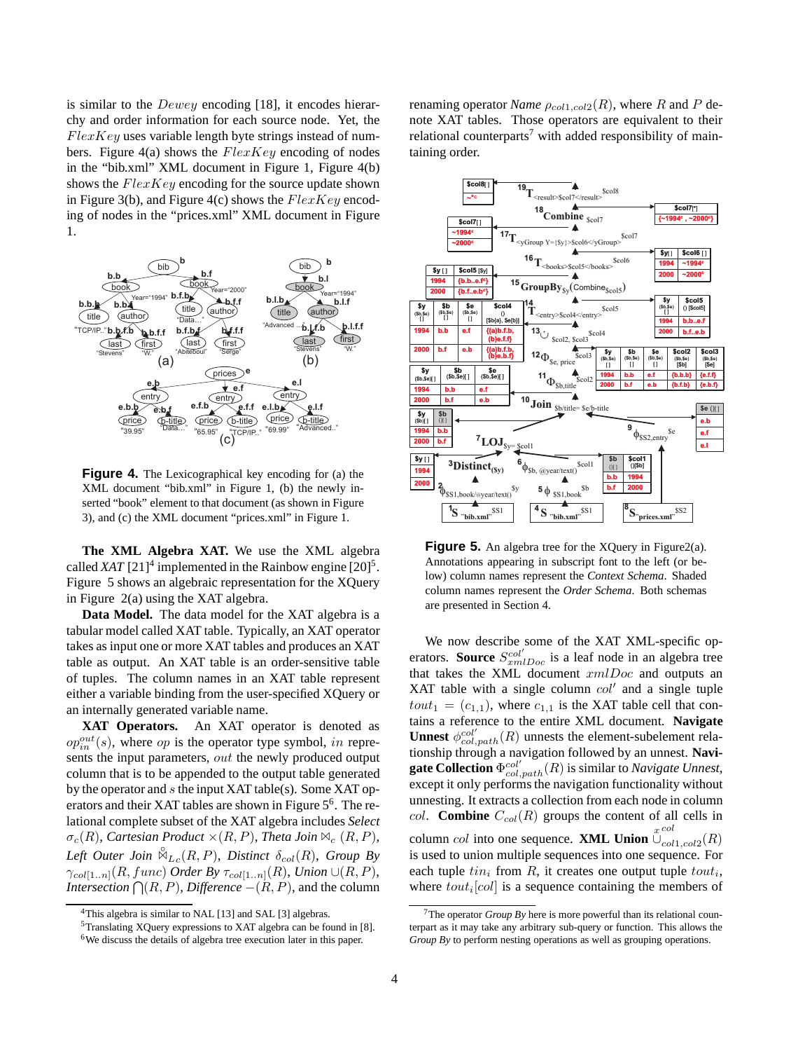is similar to the *Dewey* encoding [18], it encodes hierarchy and order information for each source node. Yet, the *FlexKey* uses variable length byte strings instead of numbers. Figure 4(a) shows the *FlexKey* encoding of nodes in the "bib.xml" XML document in Figure 1, Figure 4(b) shows the *FlexKey* encoding for the source update shown in Figure 3(b), and Figure 4(c) shows the *FlexKey* encoding of nodes in the "prices.xml" XML document in Figure 1.

**Figure 4.** The Lexicographical key encoding for (a) the XML document "bib.xml" in Figure 1, (b) the newly inserted "book" element to that document (as shown in Figure 3), and (c) the XML document "prices.xml" in Figure 1.

**The XML Algebra XAT.** We use the XML algebra called *XAT* [21][4] implemented in the Rainbow engine [20][5]. Figure 5 shows an algebraic representation for the XQuery in Figure 2(a) using the XAT algebra.

**Data Model.** The data model for the XAT algebra is a tabular model called XAT table. Typically, an XAT operator takes as input one or more XAT tables and produces an XAT table as output. An XAT table is an order-sensitive table of tuples. The column names in an XAT table represent either a variable binding from the user-specified XQuery or an internally generated variable name.

**XAT Operators.** An XAT operator is denoted as $op_{in}^{out}(s)$, where $op$ is the operator type symbol, $in$ represents the input parameters, $out$ the newly produced output column that is to be appended to the output table generated by the operator and $s$ the input XAT table(s). Some XAT operators and their XAT tables are shown in Figure 5[6]. The relational complete subset of the XAT algebra includes *Select* $\sigma_c(R)$, *Cartesian Product* $\times(R, P)$, *Theta Join* $\bowtie_c (R, P)$, *Left Outer Join* $\overset{\circ}{\bowtie}_{Lc}(R, P)$, *Distinct* $\delta_{col}(R)$, *Group By* $\gamma_{col[1..n]}(R, func)$ *Order By* $\tau_{col[1..n]}(R)$, *Union* $\cup(R, P)$, *Intersection* $\bigcap(R, P)$, *Difference* $-(R, P)$, and the column renaming operator *Name* $\rho_{col1,col2}(R)$, where $R$ and $P$ denote XAT tables. Those operators are equivalent to their relational counterparts[7] with added responsibility of maintaining order.

**Figure 5.** An algebra tree for the XQuery in Figure2(a). Annotations appearing in subscript font to the left (or below) column names represent the *Context Schema*. Shaded column names represent the *Order Schema*. Both schemas are presented in Section 4.

We now describe some of the XAT XML-specific operators. **Source** $S_{xmlDoc}^{col'}$ is a leaf node in an algebra tree that takes the XML document $xmlDoc$ and outputs an XAT table with a single column $col'$ and a single tuple $tout_1 = (c_{1,1})$, where $c_{1,1}$ is the XAT table cell that contains a reference to the entire XML document. **Navigate Unnest** $\phi_{col,path}^{col'}(R)$ unnests the element-subelement relationship through a navigation followed by an unnest. **Navigate Collection** $\Phi_{col,path}^{col'}(R)$ is similar to *Navigate Unnest*, except it only performs the navigation functionality without unnesting. It extracts a collection from each node in column $col$. **Combine** $C_{col}(R)$ groups the content of all cells in column $col$ into one sequence. **XML Union** $\overset{x}{\cup}{}_{col1,col2}^{col}(R)$ is used to union multiple sequences into one sequence. For each tuple $tin_i$ from $R$, it creates one output tuple $tout_i$, where $tout_i[col]$ is a sequence containing the members of

[4] This algebra is similar to NAL [13] and SAL [3] algebras.

[5] Translating XQuery expressions to XAT algebra can be found in [8].

[6] We discuss the details of algebra tree execution later in this paper.

[7] The operator *Group By* here is more powerful than its relational counterpart as it may take any arbitrary sub-query or function. This allows the *Group By* to perform nesting operations as well as grouping operations.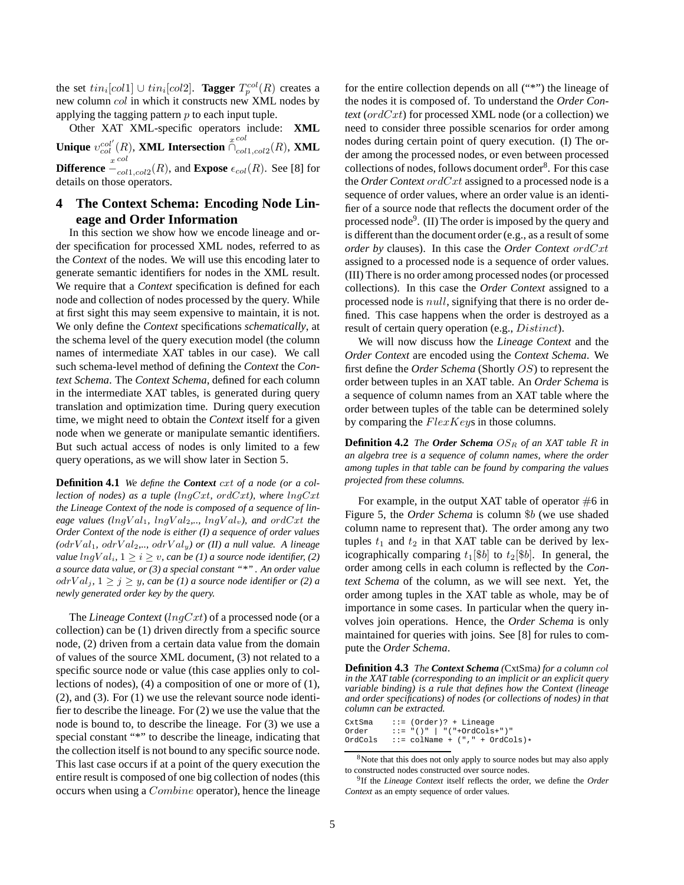the set $tin_i[col1] \cup tin_i[col2]$. **Tagger** $T_p^{col}(R)$ creates a new column $col$ in which it constructs new XML nodes by applying the tagging pattern $p$ to each input tuple.

Other XAT XML-specific operators include: **XML Unique** $\upsilon_{col}^{col'}(R)$, **XML Intersection** $\overset{x\ col}{\cap}_{col1,col2}(R)$, **XML Difference** $\overset{x\ col}{-}_{col1,col2}(R)$, and **Expose** $\epsilon_{col}(R)$. See [8] for details on those operators.

## 4 The Context Schema: Encoding Node Lineage and Order Information

In this section we show how we encode lineage and order specification for processed XML nodes, referred to as the *Context* of the nodes. We will use this encoding later to generate semantic identifiers for nodes in the XML result. We require that a *Context* specification is defined for each node and collection of nodes processed by the query. While at first sight this may seem expensive to maintain, it is not. We only define the *Context* specifications *schematically*, at the schema level of the query execution model (the column names of intermediate XAT tables in our case). We call such schema-level method of defining the *Context* the *Context Schema*. The *Context Schema*, defined for each column in the intermediate XAT tables, is generated during query translation and optimization time. During query execution time, we might need to obtain the *Context* itself for a given node when we generate or manipulate semantic identifiers. But such actual access of nodes is only limited to a few query operations, as we will show later in Section 5.

**Definition 4.1** *We define the **Context** $cxt$ of a node (or a collection of nodes) as a tuple ($lngCxt$, $ordCxt$), where $lngCxt$ the Lineage Context of the node is composed of a sequence of lineage values ($lngVal_1$, $lngVal_2$,.., $lngVal_v$), and $ordCxt$ the Order Context of the node is either (I) a sequence of order values ($odrVal_1$, $odrVal_2$,.., $odrVal_y$) or (II) a null value. A lineage value $lngVal_i$, $1 \geq i \geq v$, can be (1) a source node identifier, (2) a source data value, or (3) a special constant "\*". An order value $odrVal_j$, $1 \geq j \geq y$, can be (1) a source node identifier or (2) a newly generated order key by the query.*

The *Lineage Context* ($lngCxt$) of a processed node (or a collection) can be (1) driven directly from a specific source node, (2) driven from a certain data value from the domain of values of the source XML document, (3) not related to a specific source node or value (this case applies only to collections of nodes), (4) a composition of one or more of (1), (2), and (3). For (1) we use the relevant source node identifier to describe the lineage. For (2) we use the value that the node is bound to, to describe the lineage. For (3) we use a special constant "\*" to describe the lineage, indicating that the collection itself is not bound to any specific source node. This last case occurs if at a point of the query execution the entire result is composed of one big collection of nodes (this occurs when using a $Combine$ operator), hence the lineage for the entire collection depends on all ("\*") the lineage of the nodes it is composed of. To understand the *Order Context* ($ordCxt$) for processed XML node (or a collection) we need to consider three possible scenarios for order among nodes during certain point of query execution. (I) The order among the processed nodes, or even between processed collections of nodes, follows document order[8]. For this case the *Order Context* $ordCxt$ assigned to a processed node is a sequence of order values, where an order value is an identifier of a source node that reflects the document order of the processed node[9]. (II) The order is imposed by the query and is different than the document order (e.g., as a result of some *order by* clauses). In this case the *Order Context* $ordCxt$ assigned to a processed node is a sequence of order values. (III) There is no order among processed nodes (or processed collections). In this case the *Order Context* assigned to a processed node is $null$, signifying that there is no order defined. This case happens when the order is destroyed as a result of certain query operation (e.g., $Distinct$).

We will now discuss how the *Lineage Context* and the *Order Context* are encoded using the *Context Schema*. We first define the *Order Schema* (Shortly $OS$) to represent the order between tuples in an XAT table. An *Order Schema* is a sequence of column names from an XAT table where the order between tuples of the table can be determined solely by comparing the $FlexKey$s in those columns.

**Definition 4.2** *The **Order Schema** $OS_R$ of an XAT table $R$ in an algebra tree is a sequence of column names, where the order among tuples in that table can be found by comparing the values projected from these columns.*

For example, in the output XAT table of operator #6 in Figure 5, the *Order Schema* is column $\$b$ (we use shaded column name to represent that). The order among any two tuples $t_1$ and $t_2$ in that XAT table can be derived by lexicographically comparing $t_1[\$b]$ to $t_2[\$b]$. In general, the order among cells in each column is reflected by the *Context Schema* of the column, as we will see next. Yet, the order among tuples in the XAT table as whole, may be of importance in some cases. In particular when the query involves join operations. Hence, the *Order Schema* is only maintained for queries with joins. See [8] for rules to compute the *Order Schema*.

**Definition 4.3** *The **Context Schema** (CxtSma) for a column $col$ in the XAT table (corresponding to an implicit or an explicit query variable binding) is a rule that defines how the Context (lineage and order specifications) of nodes (or collections of nodes) in that column can be extracted.*

```
CxtSma    ::= (Order)? + Lineage
Order     ::= "()" | "("+OrdCols+")"
OrdCols   ::= colName + ("," + OrdCols)*
```

[8] Note that this does not only apply to source nodes but may also apply to constructed nodes constructed over source nodes.

[9] If the *Lineage Context* itself reflects the order, we define the *Order Context* as an empty sequence of order values.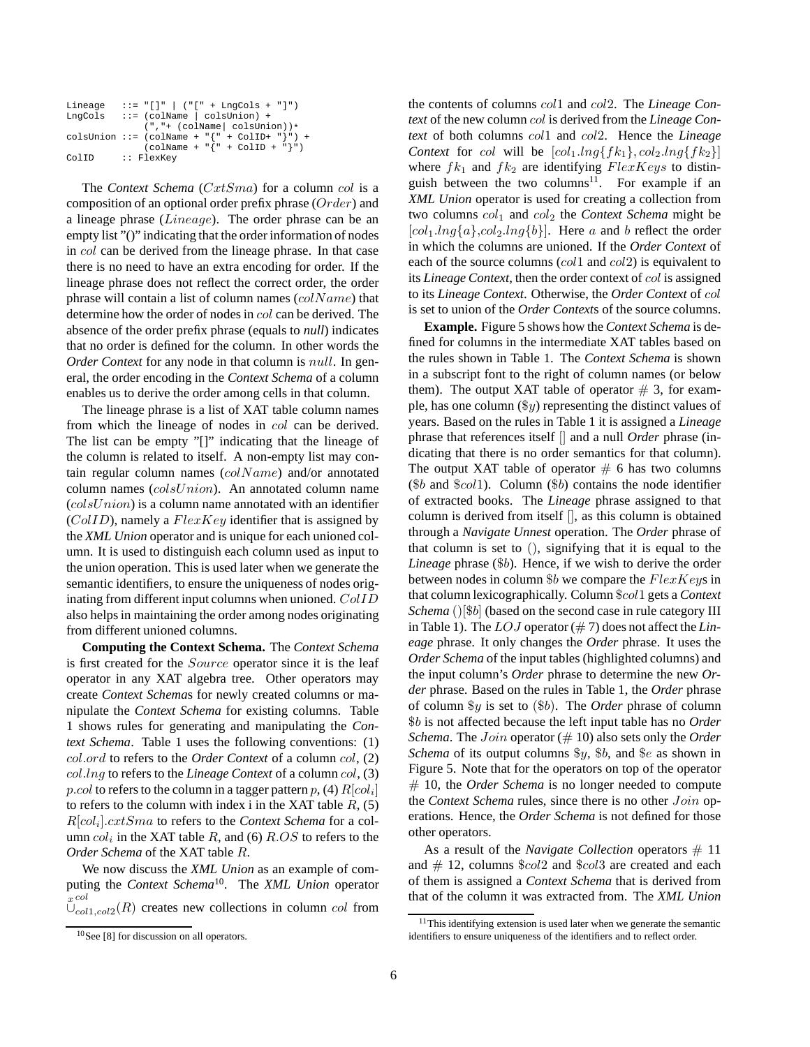```
Lineage   ::= "[]" | ("[" + LngCols + "]")
LngCols   ::= (colName | colsUnion) +
              (","+ (colName| colsUnion))*
colsUnion ::= (colName + "{" + ColID+ "}") +
              (colName + "{" + ColID + "}")
ColID     :: FlexKey
```

The *Context Schema* ($CxtSma$) for a column $col$ is a composition of an optional order prefix phrase ($Order$) and a lineage phrase ($Lineage$). The order phrase can be an empty list "()" indicating that the order information of nodes in $col$ can be derived from the lineage phrase. In that case there is no need to have an extra encoding for order. If the lineage phrase does not reflect the correct order, the order phrase will contain a list of column names ($colName$) that determine how the order of nodes in $col$ can be derived. The absence of the order prefix phrase (equals to ***null***) indicates that no order is defined for the column. In other words the *Order Context* for any node in that column is $null$. In general, the order encoding in the ***Context Schema*** of a column enables us to derive the order among cells in that column.

The lineage phrase is a list of XAT table column names from which the lineage of nodes in $col$ can be derived. The list can be empty "[]" indicating that the lineage of the column is related to itself. A non-empty list may contain regular column names ($colName$) and/or annotated column names ($colsUnion$). An annotated column name ($colsUnion$) is a column name annotated with an identifier ($ColID$), namely a $FlexKey$ identifier that is assigned by the ***XML Union*** operator and is unique for each unioned column. It is used to distinguish each column used as input to the union operation. This is used later when we generate the semantic identifiers, to ensure the uniqueness of nodes originating from different input columns when unioned. $ColID$ also helps in maintaining the order among nodes originating from different unioned columns.

**Computing the Context Schema.** The *Context Schema* is first created for the $Source$ operator since it is the leaf operator in any XAT algebra tree. Other operators may create *Context Schema*s for newly created columns or manipulate the *Context Schema* for existing columns. Table 1 shows rules for generating and manipulating the *Context Schema*. Table 1 uses the following conventions: (1) $col.ord$ to refers to the ***Order Context*** of a column $col$, (2) $col.lng$ to refers to the ***Lineage Context*** of a column $col$, (3) $p.col$ to refers to the column in a tagger pattern $p$, (4) $R[col_i]$ to refers to the column with index i in the XAT table $R$, (5) $R[col_i].cxtSma$ to refers to the ***Context Schema*** for a column $col_i$ in the XAT table $R$, and (6) $R.OS$ to refers to the ***Order Schema*** of the XAT table $R$.

We now discuss the ***XML Union*** as an example of computing the ***Context Schema***[10]. The ***XML Union*** operator $\overset{x\,col}{\cup}_{col1,col2}(R)$ creates new collections in column $col$ from the contents of columns $col1$ and $col2$. The ***Lineage Context*** of the new column $col$ is derived from the ***Lineage Context*** of both columns $col1$ and $col2$. Hence the ***Lineage Context*** for $col$ will be $[col_1.lng\{fk_1\}, col_2.lng\{fk_2\}]$ where $fk_1$ and $fk_2$ are identifying $FlexKeys$ to distinguish between the two columns[11]. For example if an ***XML Union*** operator is used for creating a collection from two columns $col_1$ and $col_2$ the ***Context Schema*** might be $[col_1.lng\{a\}, col_2.lng\{b\}]$. Here $a$ and $b$ reflect the order in which the columns are unioned. If the ***Order Context*** of each of the source columns ($col1$ and $col2$) is equivalent to its ***Lineage Context***, then the order context of $col$ is assigned to its ***Lineage Context***. Otherwise, the ***Order Context*** of $col$ is set to union of the ***Order Contexts*** of the source columns.

**Example.** Figure 5 shows how the *Context Schema* is defined for columns in the intermediate XAT tables based on the rules shown in Table 1. The ***Context Schema*** is shown in a subscript font to the right of column names (or below them). The output XAT table of operator # 3, for example, has one column ($\$y$) representing the distinct values of years. Based on the rules in Table 1 it is assigned a ***Lineage*** phrase that references itself [] and a null ***Order*** phrase (indicating that there is no order semantics for that column). The output XAT table of operator # 6 has two columns ($\$b$ and $\$col1$). Column ($\$b$) contains the node identifier of extracted books. The ***Lineage*** phrase assigned to that column is derived from itself [], as this column is obtained through a ***Navigate Unnest*** operation. The ***Order*** phrase of that column is set to (), signifying that it is equal to the ***Lineage*** phrase ($\$b$). Hence, if we wish to derive the order between nodes in column $\$b$ we compare the $FlexKey$s in that column lexicographically. Column $\$col1$ gets a ***Context Schema*** ()[$\$b$] (based on the second case in rule category III in Table 1). The $LOJ$ operator (# 7) does not affect the ***Lineage*** phrase. It only changes the ***Order*** phrase. It uses the ***Order Schema*** of the input tables (highlighted columns) and the input column's ***Order*** phrase to determine the new ***Order*** phrase. Based on the rules in Table 1, the ***Order*** phrase of column $\$y$ is set to ($\$b$). The ***Order*** phrase of column $\$b$ is not affected because the left input table has no ***Order Schema***. The $Join$ operator (# 10) also sets only the ***Order Schema*** of its output columns $\$y$, $\$b$, and $\$e$ as shown in Figure 5. Note that for the operators on top of the operator # 10, the ***Order Schema*** is no longer needed to compute the ***Context Schema*** rules, since there is no other $Join$ operations. Hence, the ***Order Schema*** is not defined for those other operators.

As a result of the ***Navigate Collection*** operators # 11 and # 12, columns $\$col2$ and $\$col3$ are created and each of them is assigned a ***Context Schema*** that is derived from that of the column it was extracted from. The ***XML Union***

[10] See [8] for discussion on all operators.

[11] This identifying extension is used later when we generate the semantic identifiers to ensure uniqueness of the identifiers and to reflect order.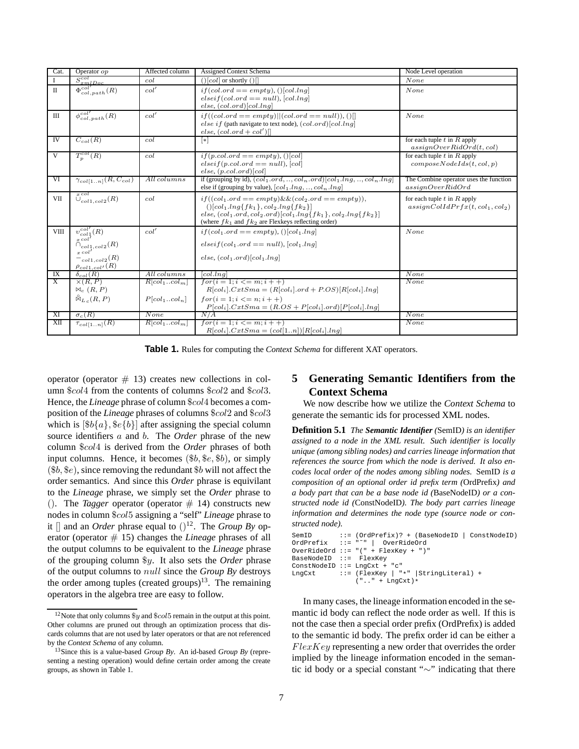| Cat. | Operator $op$ | Affected column | Assigned Context Schema | Node Level operation |
|---|---|---|---|---|
| I | $S^{col}_{xmlDoc}$ | $col$ | $()[col]$ or shortly $()[]$ | $None$ |
| II | $\Phi^{col'}_{col,path}(R)$ | $col'$ | $if(col.ord == empty), ()[col.lng]$ <br> $elseif(col.ord == null), [col.lng]$ <br> $else, (col.ord)[col.lng]$ | $None$ |
| III | $\phi^{col'}_{col,path}(R)$ | $col'$ | $if((col.ord == empty)\|\|(col.ord == null)), ()[]$ <br> $else\ if$ (path navigate to text node), $(col.ord)[col.lng]$ <br> $else, (col.ord + col')[]$ | $None$ |
| IV | $C_{col}(R)$ | $col$ | $[*]$ | for each tuple $t$ in $R$ apply $assignOverRidOrd(t, col)$ |
| V | $T^{col}_{p}(R)$ | $col$ | $if(p.col.ord == empty), ()[col]$ <br> $elseif(p.col.ord == null), [col]$ <br> $else, (p.col.ord)[col]$ | for each tuple $t$ in $R$ apply $composeNodeIds(t, col, p)$ |
| VI | $\gamma_{col[1..n]}(R, C_{col})$ | $All\ columns$ | if (grouping by id), $(col_1.ord, .., col_n.ord)[col_1.lng, .., col_n.lng]$ <br> else if (grouping by value), $[col_1.lng, .., col_n.lng]$ | The Combine operator uses the function $assignOverRidOrd$ |
| VII | $\overset{x\ col}{\cup}_{col1,col2}(R)$ | $col$ | $if((col_1.ord == empty)\&\&(col_2.ord == empty)),$ <br> $()[col_1.lng\{fk_1\}, col_2.lng\{fk_2\}]$ <br> $else, (col_1.ord, col_2.ord)[col_1.lng\{fk_1\}, col_2.lng\{fk_2\}]$ <br> (where $fk_1$ and $fk_2$ are Flexkeys reflecting order) | for each tuple $t$ in $R$ apply $assignColIdPrfx(t, col_1, col_2)$ |
| VIII | $\upsilon^{col'}_{col1}(R)$ <br> $\overset{x\ col'}{\cap}_{col1,col2}(R)$ <br> $\overset{x\ col'}{-}_{col1,col2}(R)$ <br> $\rho_{col1,col'}(R)$ | $col'$ | $if(col_1.ord == empty), ()[col_1.lng]$ <br> $elseif(col_1.ord == null), [col_1.lng]$ <br> $else, (col_1.ord)[col_1.lng]$ | $None$ |
| IX | $\delta_{col}(R)$ | $All\ columns$ | $[col.lng]$ | $None$ |
| X | $\times(R, P)$ <br> $\bowtie_c (R, P)$ <br> $\overset{o}{\bowtie}_{L\,c}(R, P)$ | $R[col_1..col_m]$ <br> <br> $P[col_1..col_n]$ | $for(i = 1; i <= m; i++)$ <br> $R[col_i].CxtSma = (R[col_i].ord + P.OS)[R[col_i].lng]$ <br> $for(i = 1; i <= n; i++)$ <br> $P[col_i].CxtSma = (R.OS + P[col_i].ord)[P[col_i].lng]$ | $None$ |
| XI | $\sigma_c(R)$ | $None$ | $N/A$ | $None$ |
| XII | $\tau_{col[1..n]}(R)$ | $R[col_1..col_m]$ | $for(i = 1; i <= m; i++)$ <br> $R[col_i].CxtSma = (col[1..n])[R[col_i].lng]$ | $None$ |

**Table 1.** Rules for computing the *Context Schema* for different XAT operators.

operator (operator # 13) creates new collections in column $\$col4$ from the contents of columns $\$col2$ and $\$col3$. Hence, the *Lineage* phrase of column $\$col4$ becomes a composition of the *Lineage* phrases of columns $\$col2$ and $\$col3$ which is $[\$b\{a\}, \$e\{b\}]$ after assigning the special column source identifiers $a$ and $b$. The *Order* phrase of the new column $\$col4$ is derived from the *Order* phrases of both input columns. Hence, it becomes $(\$b, \$e, \$b)$, or simply $(\$b, \$e)$, since removing the redundant $\$b$ will not affect the order semantics. And since this *Order* phrase is equivilant to the *Lineage* phrase, we simply set the *Order* phrase to $()$. The *Tagger* operator (operator # 14) constructs new nodes in column $\$col5$ assigning a "self" *Lineage* phrase to it $[]$ and an *Order* phrase equal to $()$[12]. The *Group By* operator (operator # 15) changes the *Lineage* phrases of all the output columns to be equivalent to the *Lineage* phrase of the grouping column $\$y$. It also sets the *Order* phrase of the output columns to $null$ since the *Group By* destroys the order among tuples (created groups)[13]. The remaining operators in the algebra tree are easy to follow.

[12] Note that only columns $\$y$ and $\$col5$ remain in the output at this point. Other columns are pruned out through an optimization process that discards columns that are not used by later operators or that are not referenced by the *Context Schema* of any column.

[13] Since this is a value-based *Group By*. An id-based *Group By* (representing a nesting operation) would define certain order among the create groups, as shown in Table 1.

# 5 Generating Semantic Identifiers from the Context Schema

We now describe how we utilize the *Context Schema* to generate the semantic ids for processed XML nodes.

**Definition 5.1** *The* ***Semantic Identifier*** *(*SemID*) is an identifier assigned to a node in the XML result. Such identifier is locally unique (among sibling nodes) and carries lineage information that references the source from which the node is derived. It also encodes local order of the nodes among sibling nodes.* SemID *is a composition of an optional order id prefix term (*OrdPrefix*) and a body part that can be a base node id (*BaseNodeID*) or a constructed node id (*ConstNodeID*). The body part carries lineage information and determines the node type (source node or constructed node).*

```
SemID       ::= (OrdPrefix)? + (BaseNodeID | ConstNodeID)
OrdPrefix   ::= "~" |  OverRideOrd
OverRideOrd ::= "(" + FlexKey + ")"
BaseNodeID  ::=  FlexKey
ConstNodeID ::= LngCxt + "c"
LngCxt      ::= (FlexKey | "*" |StringLiteral) +
                (".." + LngCxt)*
```

In many cases, the lineage information encoded in the semantic id body can reflect the node order as well. If this is not the case then a special order prefix (OrdPrefix) is added to the semantic id body. The prefix order id can be either a $FlexKey$ representing a new order that overrides the order implied by the lineage information encoded in the semantic id body or a special constant "∼" indicating that there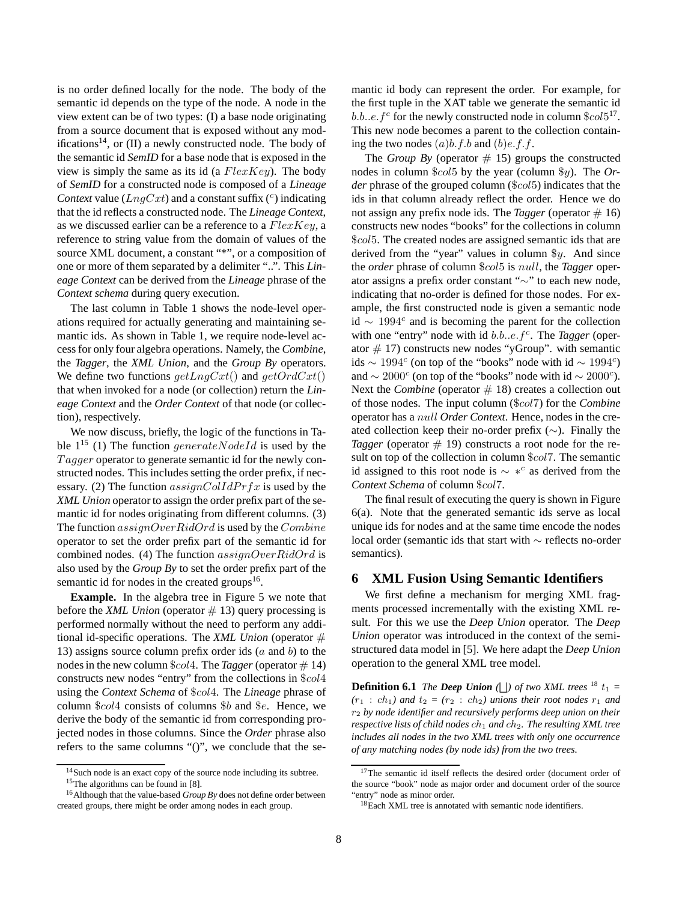is no order defined locally for the node. The body of the semantic id depends on the type of the node. A node in the view extent can be of two types: (I) a base node originating from a source document that is exposed without any modifications[14], or (II) a newly constructed node. The body of the semantic id *SemID* for a base node that is exposed in the view is simply the same as its id (a $FlexKey$). The body of *SemID* for a constructed node is composed of a *Lineage Context* value ($LngCxt$) and a constant suffix ($^c$) indicating that the id reflects a constructed node. The *Lineage Context*, as we discussed earlier can be a reference to a $FlexKey$, a reference to string value from the domain of values of the source XML document, a constant "*", or a composition of one or more of them separated by a delimiter "..". This *Lineage Context* can be derived from the *Lineage* phrase of the *Context schema* during query execution.

The last column in Table 1 shows the node-level operations required for actually generating and maintaining semantic ids. As shown in Table 1, we require node-level access for only four algebra operations. Namely, the *Combine*, the *Tagger*, the *XML Union*, and the *Group By* operators. We define two functions $getLngCxt()$ and $getOrdCxt()$ that when invoked for a node (or collection) return the *Lineage Context* and the *Order Context* of that node (or collection), respectively.

We now discuss, briefly, the logic of the functions in Table 1[15] (1) The function $generateNodeId$ is used by the $Tagger$ operator to generate semantic id for the newly constructed nodes. This includes setting the order prefix, if necessary. (2) The function $assignColIdPrfx$ is used by the *XML Union* operator to assign the order prefix part of the semantic id for nodes originating from different columns. (3) The function $assignOverRidOrd$ is used by the $Combine$ operator to set the order prefix part of the semantic id for combined nodes. (4) The function $assignOverRidOrd$ is also used by the *Group By* to set the order prefix part of the semantic id for nodes in the created groups[16].

**Example.** In the algebra tree in Figure 5 we note that before the *XML Union* (operator # 13) query processing is performed normally without the need to perform any additional id-specific operations. The *XML Union* (operator # 13) assigns source column prefix order ids ($a$ and $b$) to the nodes in the new column $\$col4$. The *Tagger* (operator # 14) constructs new nodes "entry" from the collections in $\$col4$ using the *Context Schema* of $\$col4$. The *Lineage* phrase of column $\$col4$ consists of columns $\$b$ and $\$e$. Hence, we derive the body of the semantic id from corresponding projected nodes in those columns. Since the *Order* phrase also refers to the same columns "()", we conclude that the semantic id body can represent the order. For example, for the first tuple in the XAT table we generate the semantic id $b.b..e.f^c$ for the newly constructed node in column $\$col5$[17]. This new node becomes a parent to the collection containing the two nodes $(a)b.f.b$ and $(b)e.f.f$.

The *Group By* (operator # 15) groups the constructed nodes in column $\$col5$ by the year (column $\$y$). The *Order* phrase of the grouped column ($\$col5$) indicates that the ids in that column already reflect the order. Hence we do not assign any prefix node ids. The *Tagger* (operator # 16) constructs new nodes "books" for the collections in column $\$col5$. The created nodes are assigned semantic ids that are derived from the "year" values in column $\$y$. And since the *order* phrase of column $\$col5$ is $null$, the *Tagger* operator assigns a prefix order constant "$\sim$" to each new node, indicating that no-order is defined for those nodes. For example, the first constructed node is given a semantic node id $\sim 1994^c$ and is becoming the parent for the collection with one "entry" node with id $b.b..e.f^c$. The *Tagger* (operator # 17) constructs new nodes "yGroup". with semantic ids $\sim 1994^c$ (on top of the "books" node with id $\sim 1994^c$) and $\sim 2000^c$ (on top of the "books" node with id $\sim 2000^c$). Next the *Combine* (operator # 18) creates a collection out of those nodes. The input column ($\$col7$) for the *Combine* operator has a $null$ *Order Context*. Hence, nodes in the created collection keep their no-order prefix ($\sim$). Finally the *Tagger* (operator # 19) constructs a root node for the result on top of the collection in column $\$col7$. The semantic id assigned to this root node is $\sim *^c$ as derived from the *Context Schema* of column $\$col7$.

The final result of executing the query is shown in Figure 6(a). Note that the generated semantic ids serve as local unique ids for nodes and at the same time encode the nodes local order (semantic ids that start with $\sim$ reflects no-order semantics).

## 6 XML Fusion Using Semantic Identifiers

We first define a mechanism for merging XML fragments processed incrementally with the existing XML result. For this we use the *Deep Union* operator. The *Deep Union* operator was introduced in the context of the semistructured data model in [5]. We here adapt the *Deep Union* operation to the general XML tree model.

**Definition 6.1** *The **Deep Union** ($\bigsqcup$) of two XML trees* [18] *$t_1 = (r_1 : ch_1)$ and $t_2 = (r_2 : ch_2)$ unions their root nodes $r_1$ and $r_2$ by node identifier and recursively performs deep union on their respective lists of child nodes $ch_1$ and $ch_2$. The resulting XML tree includes all nodes in the two XML trees with only one occurrence of any matching nodes (by node ids) from the two trees.*

---

[14] Such node is an exact copy of the source node including its subtree.

[15] The algorithms can be found in [8].

[16] Although that the value-based *Group By* does not define order between created groups, there might be order among nodes in each group.

[17] The semantic id itself reflects the desired order (document order of the source "book" node as major order and document order of the source "entry" node as minor order.

[18] Each XML tree is annotated with semantic node identifiers.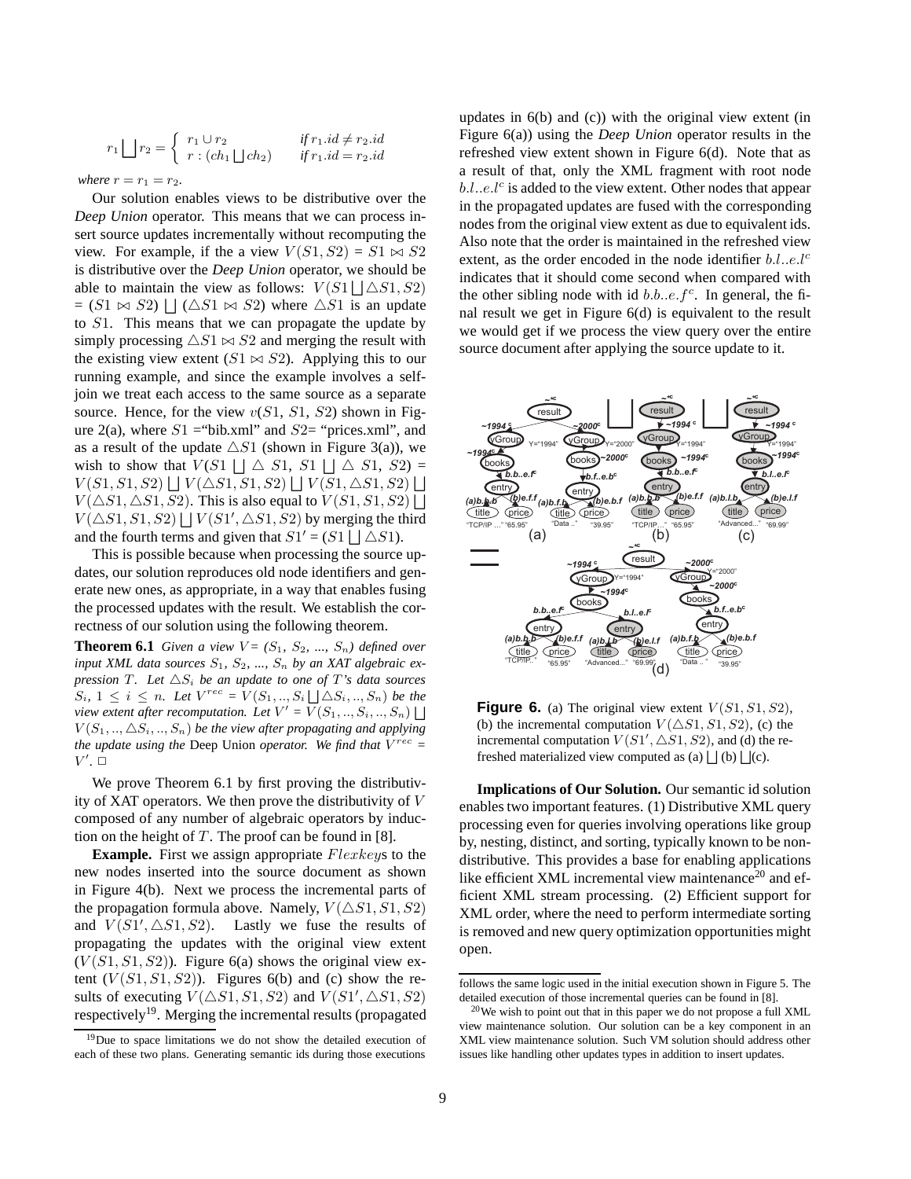$$r_1 \bigsqcup r_2 = \begin{cases} r_1 \cup r_2 & \textit{if } r_1.id \neq r_2.id \\ r : (ch_1 \bigsqcup ch_2) & \textit{if } r_1.id = r_2.id \end{cases}$$

*where* $r = r_1 = r_2$.

Our solution enables views to be distributive over the *Deep Union* operator. This means that we can process insert source updates incrementally without recomputing the view. For example, if the a view $V(S1, S2) = S1 \bowtie S2$ is distributive over the *Deep Union* operator, we should be able to maintain the view as follows: $V(S1 \bigsqcup \triangle S1, S2) = (S1 \bowtie S2) \bigsqcup (\triangle S1 \bowtie S2)$ where $\triangle S1$ is an update to $S1$. This means that we can propagate the update by simply processing $\triangle S1 \bowtie S2$ and merging the result with the existing view extent ($S1 \bowtie S2$). Applying this to our running example, and since the example involves a self-join we treat each access to the same source as a separate source. Hence, for the view $v(S1, S1, S2)$ shown in Figure 2(a), where $S1$ ="bib.xml" and $S2$= "prices.xml", and as a result of the update $\triangle S1$ (shown in Figure 3(a)), we wish to show that $V(S1 \bigsqcup \triangle S1, S1 \bigsqcup \triangle S1, S2) = V(S1, S1, S2) \bigsqcup V(\triangle S1, S1, S2) \bigsqcup V(S1, \triangle S1, S2) \bigsqcup V(\triangle S1, \triangle S1, S2)$. This is also equal to $V(S1, S1, S2) \bigsqcup V(\triangle S1, S1, S2) \bigsqcup V(S1', \triangle S1, S2)$ by merging the third and the fourth terms and given that $S1' = (S1 \bigsqcup \triangle S1)$.

This is possible because when processing the source updates, our solution reproduces old node identifiers and generate new ones, as appropriate, in a way that enables fusing the processed updates with the result. We establish the correctness of our solution using the following theorem.

**Theorem 6.1** *Given a view $V = (S_1, S_2, ..., S_n)$ defined over input XML data sources $S_1, S_2, ..., S_n$ by an XAT algebraic expression $T$. Let $\triangle S_i$ be an update to one of $T$'s data sources $S_i$, $1 \leq i \leq n$. Let $V^{rec} = V(S_1, .., S_i \bigsqcup \triangle S_i, .., S_n)$ be the view after recomputation. Let $V' = V(S_1, ..., S_i, .., S_n) \bigsqcup V(S_1, .., \triangle S_i, .., S_n)$ be the view after propagating and applying the update using the* Deep Union *operator. We find that $V^{rec} = V'$.* □

We prove Theorem 6.1 by first proving the distributivity of XAT operators. We then prove the distributivity of $V$ composed of any number of algebraic operators by induction on the height of $T$. The proof can be found in [8].

**Example.** First we assign appropriate *Flexkey*s to the new nodes inserted into the source document as shown in Figure 4(b). Next we process the incremental parts of the propagation formula above. Namely, $V(\triangle S1, S1, S2)$ and $V(S1', \triangle S1, S2)$. Lastly we fuse the results of propagating the updates with the original view extent ($V(S1, S1, S2)$). Figure 6(a) shows the original view extent ($V(S1, S1, S2)$). Figures 6(b) and (c) show the results of executing $V(\triangle S1, S1, S2)$ and $V(S1', \triangle S1, S2)$ respectively[19]. Merging the incremental results (propagated updates in 6(b) and (c)) with the original view extent (in Figure 6(a)) using the *Deep Union* operator results in the refreshed view extent shown in Figure 6(d). Note that as a result of that, only the XML fragment with root node $b.l..e.l^c$ is added to the view extent. Other nodes that appear in the propagated updates are fused with the corresponding nodes from the original view extent as due to equivalent ids. Also note that the order is maintained in the refreshed view extent, as the order encoded in the node identifier $b.l..e.l^c$ indicates that it should come second when compared with the other sibling node with id $b.b..e.f^c$. In general, the final result we get in Figure 6(d) is equivalent to the result we would get if we process the view query over the entire source document after applying the source update to it.

**Figure 6.** (a) The original view extent $V(S1, S1, S2)$, (b) the incremental computation $V(\triangle S1, S1, S2)$, (c) the incremental computation $V(S1', \triangle S1, S2)$, and (d) the refreshed materialized view computed as (a) $\bigsqcup$ (b) $\bigsqcup$(c).

**Implications of Our Solution.** Our semantic id solution enables two important features. (1) Distributive XML query processing even for queries involving operations like group by, nesting, distinct, and sorting, typically known to be non-distributive. This provides a base for enabling applications like efficient XML incremental view maintenance[20] and efficient XML stream processing. (2) Efficient support for XML order, where the need to perform intermediate sorting is removed and new query optimization opportunities might open.

[19] Due to space limitations we do not show the detailed execution of each of these two plans. Generating semantic ids during those executions follows the same logic used in the initial execution shown in Figure 5. The detailed execution of those incremental queries can be found in [8].

[20] We wish to point out that in this paper we do not propose a full XML view maintenance solution. Our solution can be a key component in an XML view maintenance solution. Such VM solution should address other issues like handling other updates types in addition to insert updates.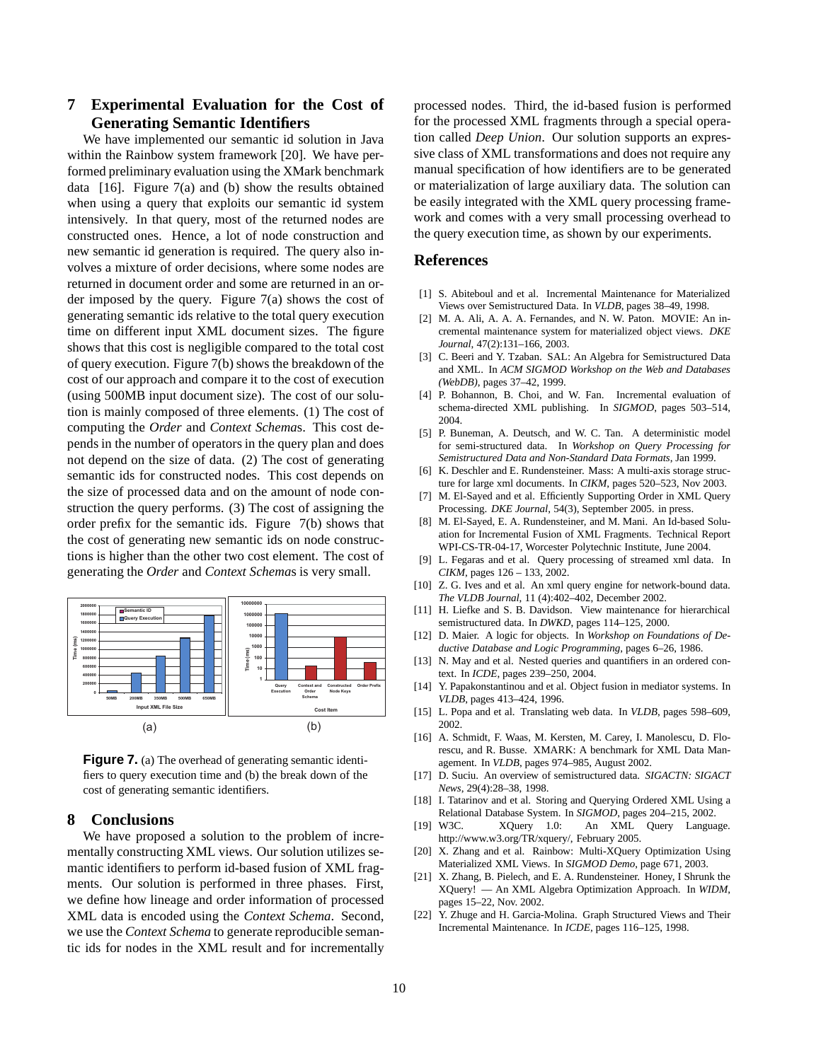## 7 Experimental Evaluation for the Cost of Generating Semantic Identifiers

We have implemented our semantic id solution in Java within the Rainbow system framework [20]. We have performed preliminary evaluation using the XMark benchmark data [16]. Figure 7(a) and (b) show the results obtained when using a query that exploits our semantic id system intensively. In that query, most of the returned nodes are constructed ones. Hence, a lot of node construction and new semantic id generation is required. The query also involves a mixture of order decisions, where some nodes are returned in document order and some are returned in an order imposed by the query. Figure 7(a) shows the cost of generating semantic ids relative to the total query execution time on different input XML document sizes. The figure shows that this cost is negligible compared to the total cost of query execution. Figure 7(b) shows the breakdown of the cost of our approach and compare it to the cost of execution (using 500MB input document size). The cost of our solution is mainly composed of three elements. (1) The cost of computing the *Order* and *Context Schemas*. This cost depends in the number of operators in the query plan and does not depend on the size of data. (2) The cost of generating semantic ids for constructed nodes. This cost depends on the size of processed data and on the amount of node construction the query performs. (3) The cost of assigning the order prefix for the semantic ids. Figure 7(b) shows that the cost of generating new semantic ids on node constructions is higher than the other two cost element. The cost of generating the *Order* and *Context Schemas* is very small.

Semantic ID
Query Execution
2000000
1800000
1600000
1400000
1200000
1000000
800000
600000
400000
200000
0
Time (ms)
50MB 200MB 350MB 500MB 650MB
Input XML File Size

10000000
1000000
100000
10000
1000
100
10
1
Time (ms)
Query Execution
Context and Order Schema
Constructed Node Keys
Order Prefix
Cost Item

(a) (b)

**Figure 7.** (a) The overhead of generating semantic identifiers to query execution time and (b) the break down of the cost of generating semantic identifiers.

## 8 Conclusions

We have proposed a solution to the problem of incrementally constructing XML views. Our solution utilizes semantic identifiers to perform id-based fusion of XML fragments. Our solution is performed in three phases. First, we define how lineage and order information of processed XML data is encoded using the *Context Schema*. Second, we use the *Context Schema* to generate reproducible semantic ids for nodes in the XML result and for incrementally processed nodes. Third, the id-based fusion is performed for the processed XML fragments through a special operation called *Deep Union*. Our solution supports an expressive class of XML transformations and does not require any manual specification of how identifiers are to be generated or materialization of large auxiliary data. The solution can be easily integrated with the XML query processing framework and comes with a very small processing overhead to the query execution time, as shown by our experiments.

## References

[1] S. Abiteboul and et al. Incremental Maintenance for Materialized Views over Semistructured Data. In *VLDB*, pages 38–49, 1998.

[2] M. A. Ali, A. A. A. Fernandes, and N. W. Paton. MOVIE: An incremental maintenance system for materialized object views. *DKE Journal*, 47(2):131–166, 2003.

[3] C. Beeri and Y. Tzaban. SAL: An Algebra for Semistructured Data and XML. In *ACM SIGMOD Workshop on the Web and Databases (WebDB)*, pages 37–42, 1999.

[4] P. Bohannon, B. Choi, and W. Fan. Incremental evaluation of schema-directed XML publishing. In *SIGMOD*, pages 503–514, 2004.

[5] P. Buneman, A. Deutsch, and W. C. Tan. A deterministic model for semi-structured data. In *Workshop on Query Processing for Semistructured Data and Non-Standard Data Formats*, Jan 1999.

[6] K. Deschler and E. Rundensteiner. Mass: A multi-axis storage structure for large xml documents. In *CIKM*, pages 520–523, Nov 2003.

[7] M. El-Sayed and et al. Efficiently Supporting Order in XML Query Processing. *DKE Journal*, 54(3), September 2005. in press.

[8] M. El-Sayed, E. A. Rundensteiner, and M. Mani. An Id-based Solution for Incremental Fusion of XML Fragments. Technical Report WPI-CS-TR-04-17, Worcester Polytechnic Institute, June 2004.

[9] L. Fegaras and et al. Query processing of streamed xml data. In *CIKM*, pages 126 – 133, 2002.

[10] Z. G. Ives and et al. An xml query engine for network-bound data. *The VLDB Journal*, 11 (4):402–402, December 2002.

[11] H. Liefke and S. B. Davidson. View maintenance for hierarchical semistructured data. In *DWKD*, pages 114–125, 2000.

[12] D. Maier. A logic for objects. In *Workshop on Foundations of Deductive Database and Logic Programming*, pages 6–26, 1986.

[13] N. May and et al. Nested queries and quantifiers in an ordered context. In *ICDE*, pages 239–250, 2004.

[14] Y. Papakonstantinou and et al. Object fusion in mediator systems. In *VLDB*, pages 413–424, 1996.

[15] L. Popa and et al. Translating web data. In *VLDB*, pages 598–609, 2002.

[16] A. Schmidt, F. Waas, M. Kersten, M. Carey, I. Manolescu, D. Florescu, and R. Busse. XMARK: A benchmark for XML Data Management. In *VLDB*, pages 974–985, August 2002.

[17] D. Suciu. An overview of semistructured data. *SIGACTN: SIGACT News*, 29(4):28–38, 1998.

[18] I. Tatarinov and et al. Storing and Querying Ordered XML Using a Relational Database System. In *SIGMOD*, pages 204–215, 2002.

[19] W3C. XQuery 1.0: An XML Query Language. http://www.w3.org/TR/xquery/, February 2005.

[20] X. Zhang and et al. Rainbow: Multi-XQuery Optimization Using Materialized XML Views. In *SIGMOD Demo*, page 671, 2003.

[21] X. Zhang, B. Pielech, and E. A. Rundensteiner. Honey, I Shrunk the XQuery! — An XML Algebra Optimization Approach. In *WIDM*, pages 15–22, Nov. 2002.

[22] Y. Zhuge and H. Garcia-Molina. Graph Structured Views and Their Incremental Maintenance. In *ICDE*, pages 116–125, 1998.